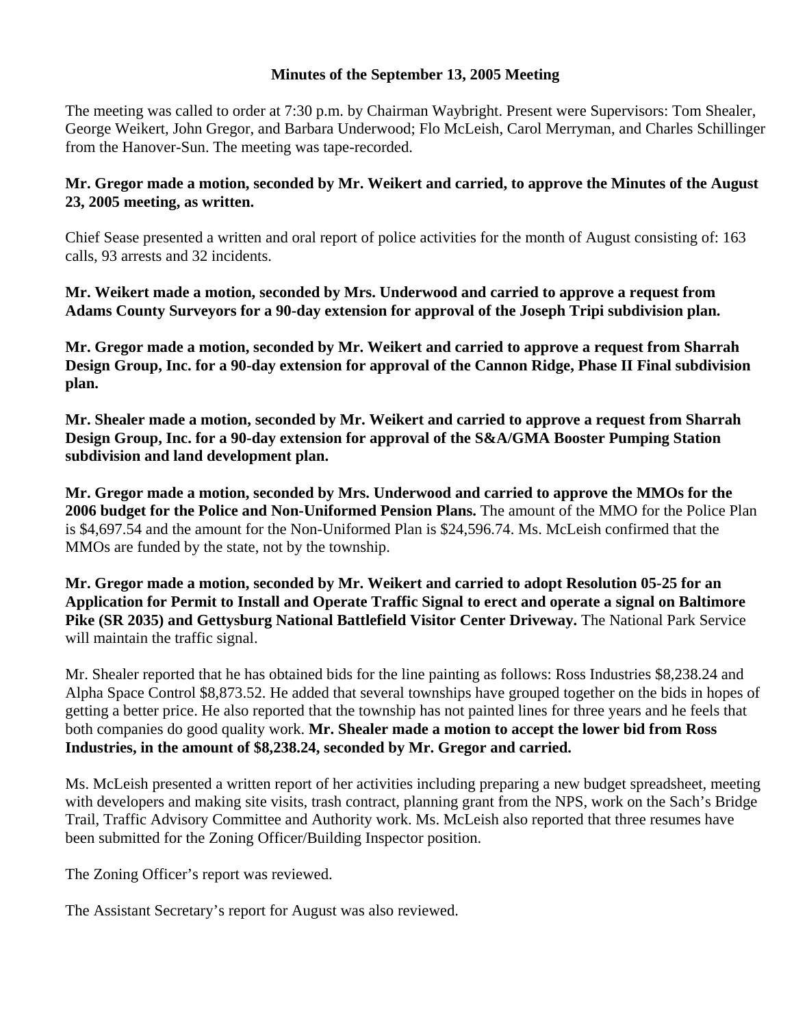# Minutes of the September 13, 2005 Meeting

The meeting was called to order at 7:30 p.m. by Chairman Waybright. Present were Supervisors: Tom Shealer, George Weikert, John Gregor, and Barbara Underwood; Flo McLeish, Carol Merryman, and Charles Schillinger from the Hanover-Sun. The meeting was tape-recorded.

**Mr. Gregor made a motion, seconded by Mr. Weikert and carried, to approve the Minutes of the August 23, 2005 meeting, as written.**

Chief Sease presented a written and oral report of police activities for the month of August consisting of: 163 calls, 93 arrests and 32 incidents.

**Mr. Weikert made a motion, seconded by Mrs. Underwood and carried to approve a request from Adams County Surveyors for a 90-day extension for approval of the Joseph Tripi subdivision plan.**

**Mr. Gregor made a motion, seconded by Mr. Weikert and carried to approve a request from Sharrah Design Group, Inc. for a 90-day extension for approval of the Cannon Ridge, Phase II Final subdivision plan.**

**Mr. Shealer made a motion, seconded by Mr. Weikert and carried to approve a request from Sharrah Design Group, Inc. for a 90-day extension for approval of the S&A/GMA Booster Pumping Station subdivision and land development plan.**

**Mr. Gregor made a motion, seconded by Mrs. Underwood and carried to approve the MMOs for the 2006 budget for the Police and Non-Uniformed Pension Plans.** The amount of the MMO for the Police Plan is $4,697.54 and the amount for the Non-Uniformed Plan is $24,596.74. Ms. McLeish confirmed that the MMOs are funded by the state, not by the township.

**Mr. Gregor made a motion, seconded by Mr. Weikert and carried to adopt Resolution 05-25 for an Application for Permit to Install and Operate Traffic Signal to erect and operate a signal on Baltimore Pike (SR 2035) and Gettysburg National Battlefield Visitor Center Driveway.** The National Park Service will maintain the traffic signal.

Mr. Shealer reported that he has obtained bids for the line painting as follows: Ross Industries $8,238.24 and Alpha Space Control $8,873.52. He added that several townships have grouped together on the bids in hopes of getting a better price. He also reported that the township has not painted lines for three years and he feels that both companies do good quality work. **Mr. Shealer made a motion to accept the lower bid from Ross Industries, in the amount of $8,238.24, seconded by Mr. Gregor and carried.**

Ms. McLeish presented a written report of her activities including preparing a new budget spreadsheet, meeting with developers and making site visits, trash contract, planning grant from the NPS, work on the Sach's Bridge Trail, Traffic Advisory Committee and Authority work. Ms. McLeish also reported that three resumes have been submitted for the Zoning Officer/Building Inspector position.

The Zoning Officer's report was reviewed.

The Assistant Secretary's report for August was also reviewed.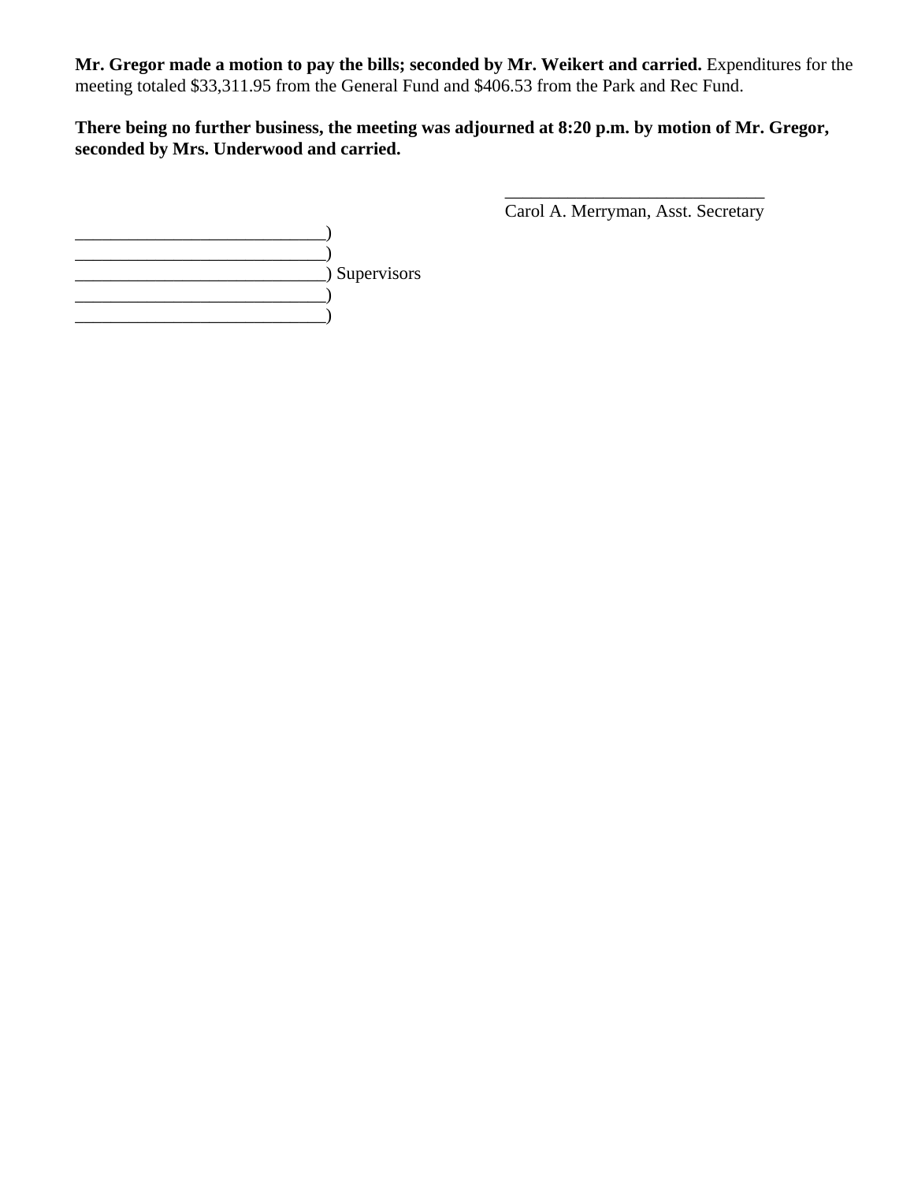**Mr. Gregor made a motion to pay the bills; seconded by Mr. Weikert and carried.** Expenditures for the meeting totaled $33,311.95 from the General Fund and $406.53 from the Park and Rec Fund.

**There being no further business, the meeting was adjourned at 8:20 p.m. by motion of Mr. Gregor, seconded by Mrs. Underwood and carried.**

_____________________________
Carol A. Merryman, Asst. Secretary

_____________________________)
_____________________________)
_____________________________) Supervisors
_____________________________)
_____________________________)